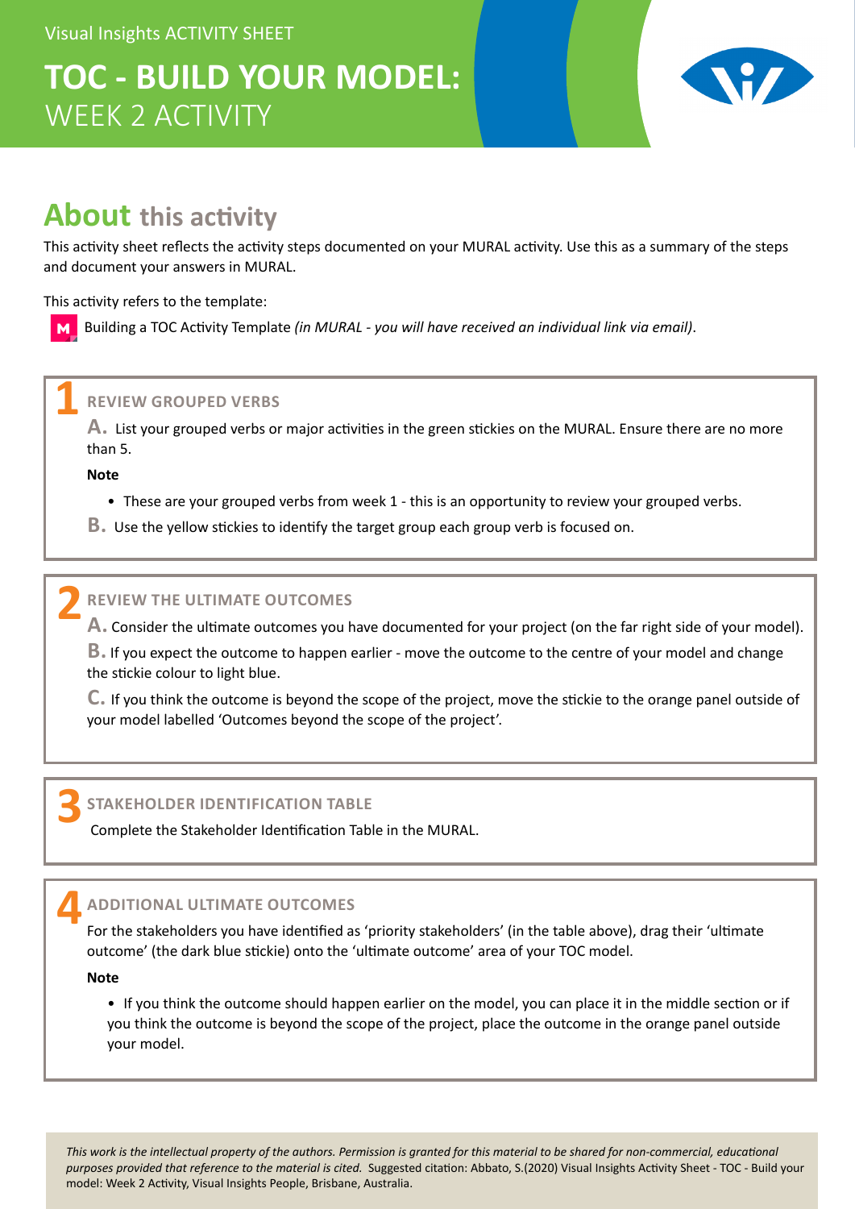Visual Insights ACTIVITY SHEET

# TOC - BUILD YOUR MODEL: WEEK 2 ACTIVITY

## About this activity

This activity sheet reflects the activity steps documented on your MURAL activity. Use this as a summary of the steps and document your answers in MURAL.

This activity refers to the template:

Building a TOC Activity Template *(in MURAL - you will have received an individual link via email)*.

### 1 REVIEW GROUPED VERBS

**A.** List your grouped verbs or major activities in the green stickies on the MURAL. Ensure there are no more than 5.

**Note**

- These are your grouped verbs from week 1 - this is an opportunity to review your grouped verbs.

**B.** Use the yellow stickies to identify the target group each group verb is focused on.

### 2 REVIEW THE ULTIMATE OUTCOMES

**A.** Consider the ultimate outcomes you have documented for your project (on the far right side of your model).

**B.** If you expect the outcome to happen earlier - move the outcome to the centre of your model and change the stickie colour to light blue.

**C.** If you think the outcome is beyond the scope of the project, move the stickie to the orange panel outside of your model labelled 'Outcomes beyond the scope of the project'.

### 3 STAKEHOLDER IDENTIFICATION TABLE

Complete the Stakeholder Identification Table in the MURAL.

### 4 ADDITIONAL ULTIMATE OUTCOMES

For the stakeholders you have identified as 'priority stakeholders' (in the table above), drag their 'ultimate outcome' (the dark blue stickie) onto the 'ultimate outcome' area of your TOC model.

**Note**

- If you think the outcome should happen earlier on the model, you can place it in the middle section or if you think the outcome is beyond the scope of the project, place the outcome in the orange panel outside your model.

*This work is the intellectual property of the authors. Permission is granted for this material to be shared for non-commercial, educational purposes provided that reference to the material is cited.* Suggested citation: Abbato, S.(2020) Visual Insights Activity Sheet - TOC - Build your model: Week 2 Activity, Visual Insights People, Brisbane, Australia.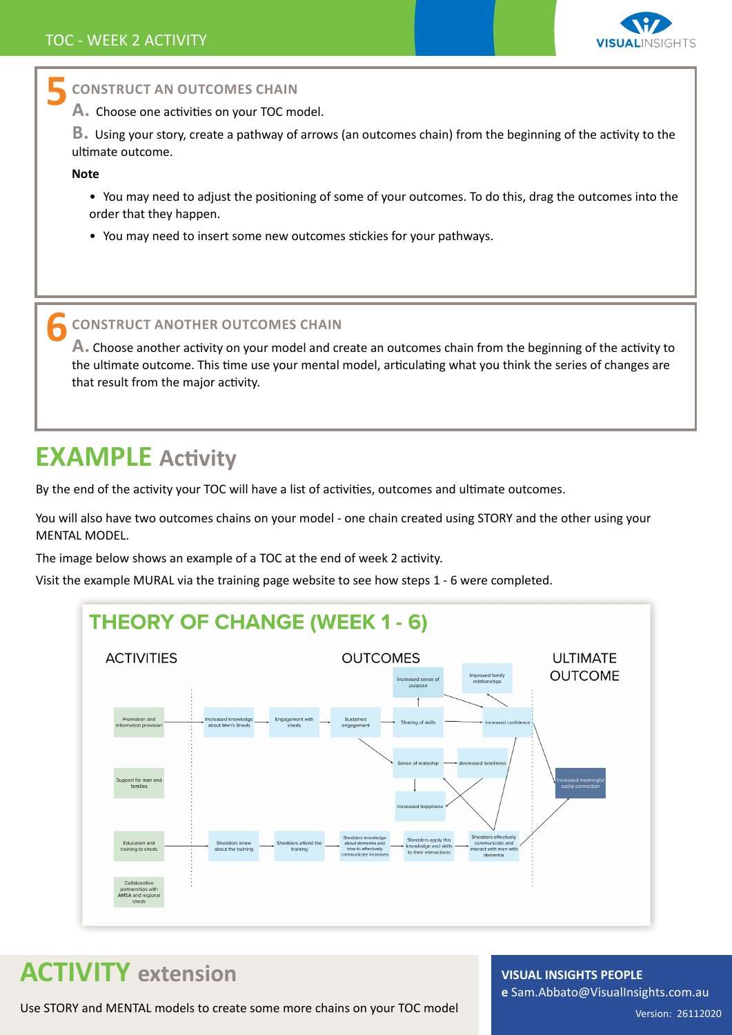## 5 CONSTRUCT AN OUTCOMES CHAIN

**A.** Choose one activities on your TOC model.

**B.** Using your story, create a pathway of arrows (an outcomes chain) from the beginning of the activity to the ultimate outcome.

**Note**

- You may need to adjust the positioning of some of your outcomes. To do this, drag the outcomes into the order that they happen.
- You may need to insert some new outcomes stickies for your pathways.

## 6 CONSTRUCT ANOTHER OUTCOMES CHAIN

**A.** Choose another activity on your model and create an outcomes chain from the beginning of the activity to the ultimate outcome. This time use your mental model, articulating what you think the series of changes are that result from the major activity.

# EXAMPLE Activity

By the end of the activity your TOC will have a list of activities, outcomes and ultimate outcomes.

You will also have two outcomes chains on your model - one chain created using STORY and the other using your MENTAL MODEL.

The image below shows an example of a TOC at the end of week 2 activity.

Visit the example MURAL via the training page website to see how steps 1 - 6 were completed.

THEORY OF CHANGE (WEEK 1 - 6)

ACTIVITIES

OUTCOMES

ULTIMATE OUTCOME

Promotion and information provision

Support for men and families

Education and training to sheds

Collaborative partnerships with AMSA and regional sheds

Increased knowledge about Men's Sheds

Engagement with sheds

Sustained engagement

Increased sense of purpose

Improved family relationships

Sharing of skills

increased confidence

Sense of mateship

decreased loneliness

increased happiness

Shedders know about the training

Shedders attend the training

Shedders knowledge about dementia and how to effectively communicate increases

Shedders apply this knowledge and skills to their interactions

Shedders effectively communicate and interact with men with dementia

Increased meaningful social connection

# ACTIVITY extension

Use STORY and MENTAL models to create some more chains on your TOC model

**VISUAL INSIGHTS PEOPLE**

**e** Sam.Abbato@VisualInsights.com.au

Version: 26112020